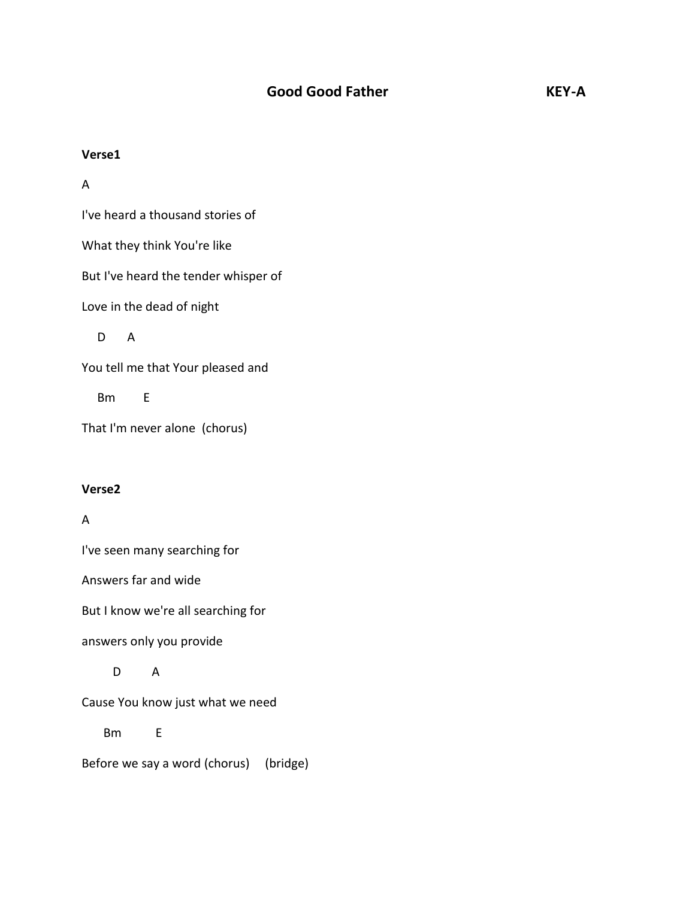# Good Good Father KEY-A

**Verse1**

A

I've heard a thousand stories of

What they think You're like

But I've heard the tender whisper of

Love in the dead of night

```
    D      A
You tell me that Your pleased and
    Bm        E
That I'm never alone  (chorus)
```

**Verse2**

A

I've seen many searching for

Answers far and wide

But I know we're all searching for

answers only you provide

```
        D        A
Cause You know just what we need
      Bm          E
Before we say a word (chorus)     (bridge)
```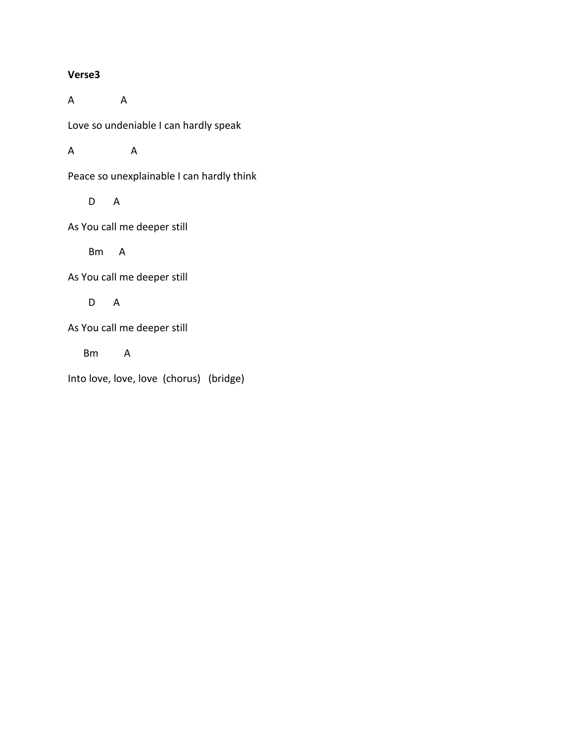**Verse3**

```
A               A
Love so undeniable I can hardly speak

A                   A
Peace so unexplainable I can hardly think

      D      A
As You call me deeper still

      Bm     A
As You call me deeper still

      D      A
As You call me deeper still

     Bm        A
Into love, love, love  (chorus)   (bridge)
```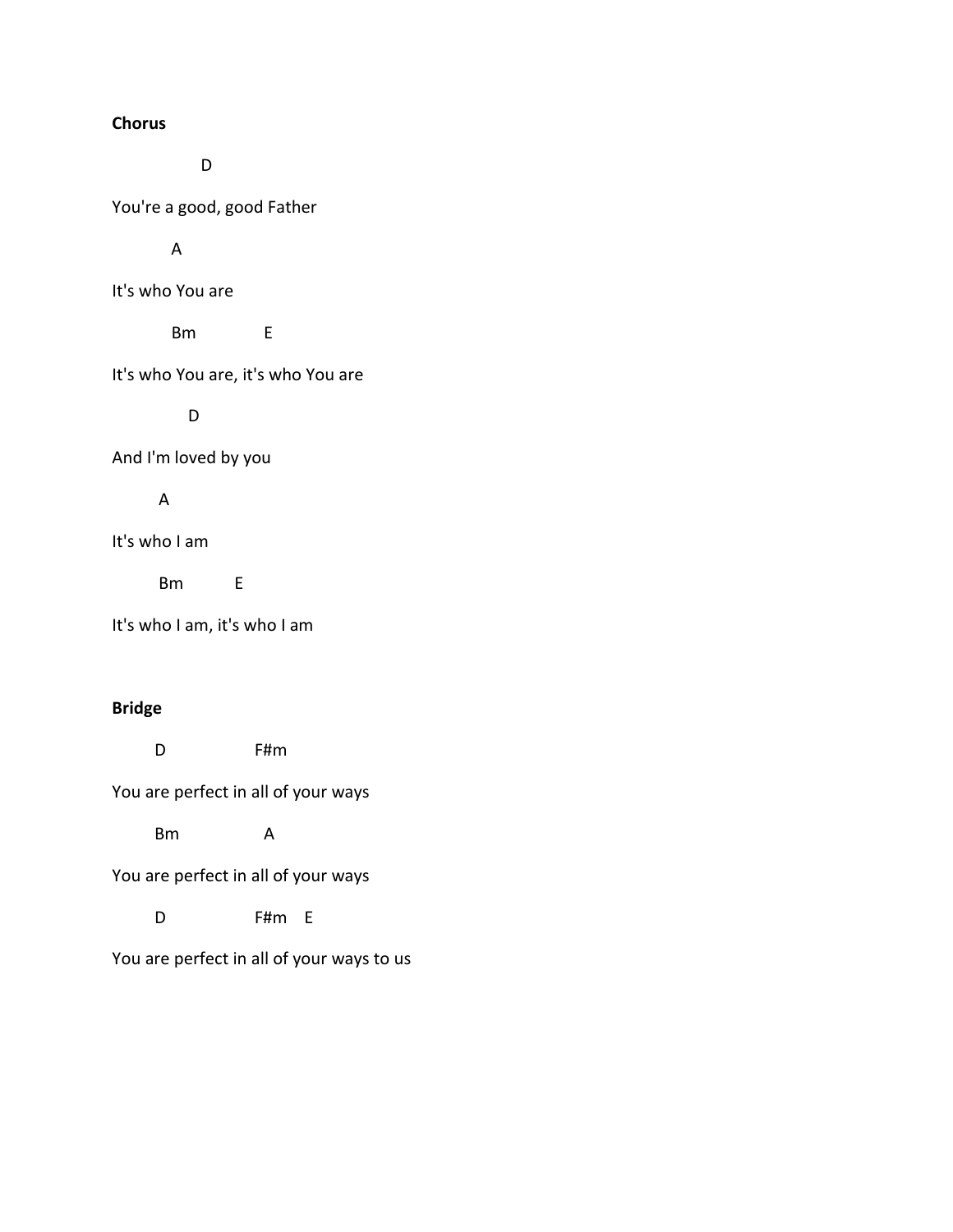**Chorus**

```
              D
You're a good, good Father
          A
It's who You are
          Bm            E
It's who You are, it's who You are
             D
And I'm loved by you
        A
It's who I am
        Bm        E
It's who I am, it's who I am
```

**Bridge**

```
       D              F#m
You are perfect in all of your ways
       Bm              A
You are perfect in all of your ways
       D              F#m   E
You are perfect in all of your ways to us
```